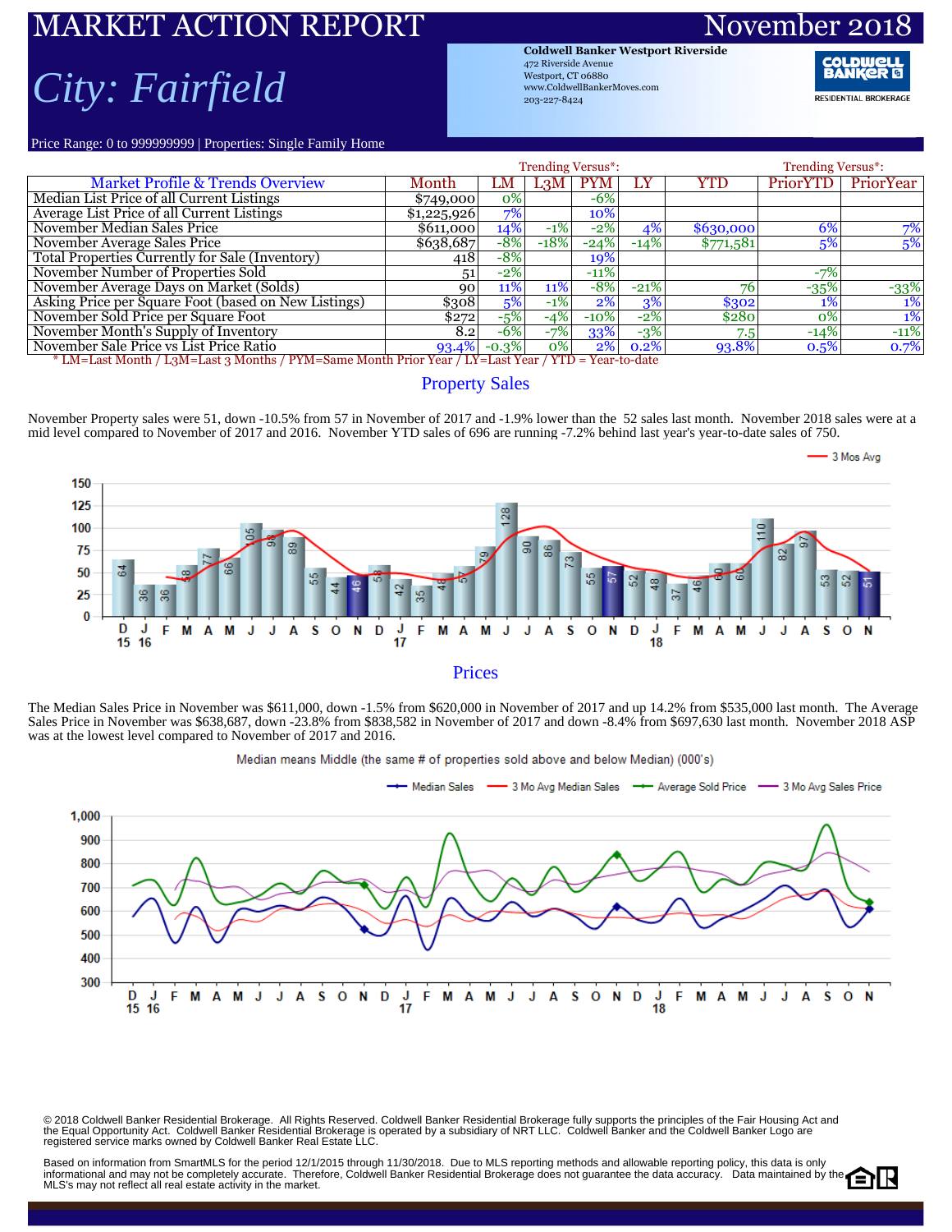# MARKET ACTION REPORT

**November 2018**

## *City: Fairfield*

**Coldwell Banker Westport Riverside**
472 Riverside Avenue
Westport, CT 06880
www.ColdwellBankerMoves.com
203-227-8424

COLDWELL BANKER RESIDENTIAL BROKERAGE

Price Range: 0 to 999999999 | Properties: Single Family Home

| Market Profile & Trends Overview | Month | Trending Versus*: LM | L3M | PYM | LY | YTD | Trending Versus*: PriorYTD | PriorYear |
|---|---|---|---|---|---|---|---|---|
| Median List Price of all Current Listings | $749,000 | 0% | | -6% | | | | |
| Average List Price of all Current Listings | $1,225,926 | 7% | | 10% | | | | |
| November Median Sales Price | $611,000 | 14% | -1% | -2% | 4% | $630,000 | 6% | 7% |
| November Average Sales Price | $638,687 | -8% | -18% | -24% | -14% | $771,581 | 5% | 5% |
| Total Properties Currently for Sale (Inventory) | 418 | -8% | | 19% | | | | |
| November Number of Properties Sold | 51 | -2% | | -11% | | | -7% | |
| November Average Days on Market (Solds) | 90 | 11% | 11% | -8% | -21% | 76 | -35% | -33% |
| Asking Price per Square Foot (based on New Listings) | $308 | 5% | -1% | 2% | 3% | $302 | 1% | 1% |
| November Sold Price per Square Foot | $272 | -5% | -4% | -10% | -2% | $280 | 0% | 1% |
| November Month's Supply of Inventory | 8.2 | -6% | -7% | 33% | -3% | 7.5 | -14% | -11% |
| November Sale Price vs List Price Ratio | 93.4% | -0.3% | 0% | 2% | 0.2% | 93.8% | 0.5% | 0.7% |

\* LM=Last Month / L3M=Last 3 Months / PYM=Same Month Prior Year / LY=Last Year / YTD = Year-to-date

## Property Sales

November Property sales were 51, down -10.5% from 57 in November of 2017 and -1.9% lower than the 52 sales last month. November 2018 sales were at a mid level compared to November of 2017 and 2016. November YTD sales of 696 are running -7.2% behind last year's year-to-date sales of 750.

## Prices

The Median Sales Price in November was $611,000, down -1.5% from $620,000 in November of 2017 and up 14.2% from $535,000 last month. The Average Sales Price in November was $638,687, down -23.8% from $838,582 in November of 2017 and down -8.4% from $697,630 last month. November 2018 ASP was at the lowest level compared to November of 2017 and 2016.

Median means Middle (the same # of properties sold above and below Median) (000's)

© 2018 Coldwell Banker Residential Brokerage. All Rights Reserved. Coldwell Banker Residential Brokerage fully supports the principles of the Fair Housing Act and the Equal Opportunity Act. Coldwell Banker Residential Brokerage is operated by a subsidiary of NRT LLC. Coldwell Banker and the Coldwell Banker Logo are registered service marks owned by Coldwell Banker Real Estate LLC.

Based on information from SmartMLS for the period 12/1/2015 through 11/30/2018. Due to MLS reporting methods and allowable reporting policy, this data is only informational and may not be completely accurate. Therefore, Coldwell Banker Residential Brokerage does not guarantee the data accuracy. Data maintained by the MLS's may not reflect all real estate activity in the market.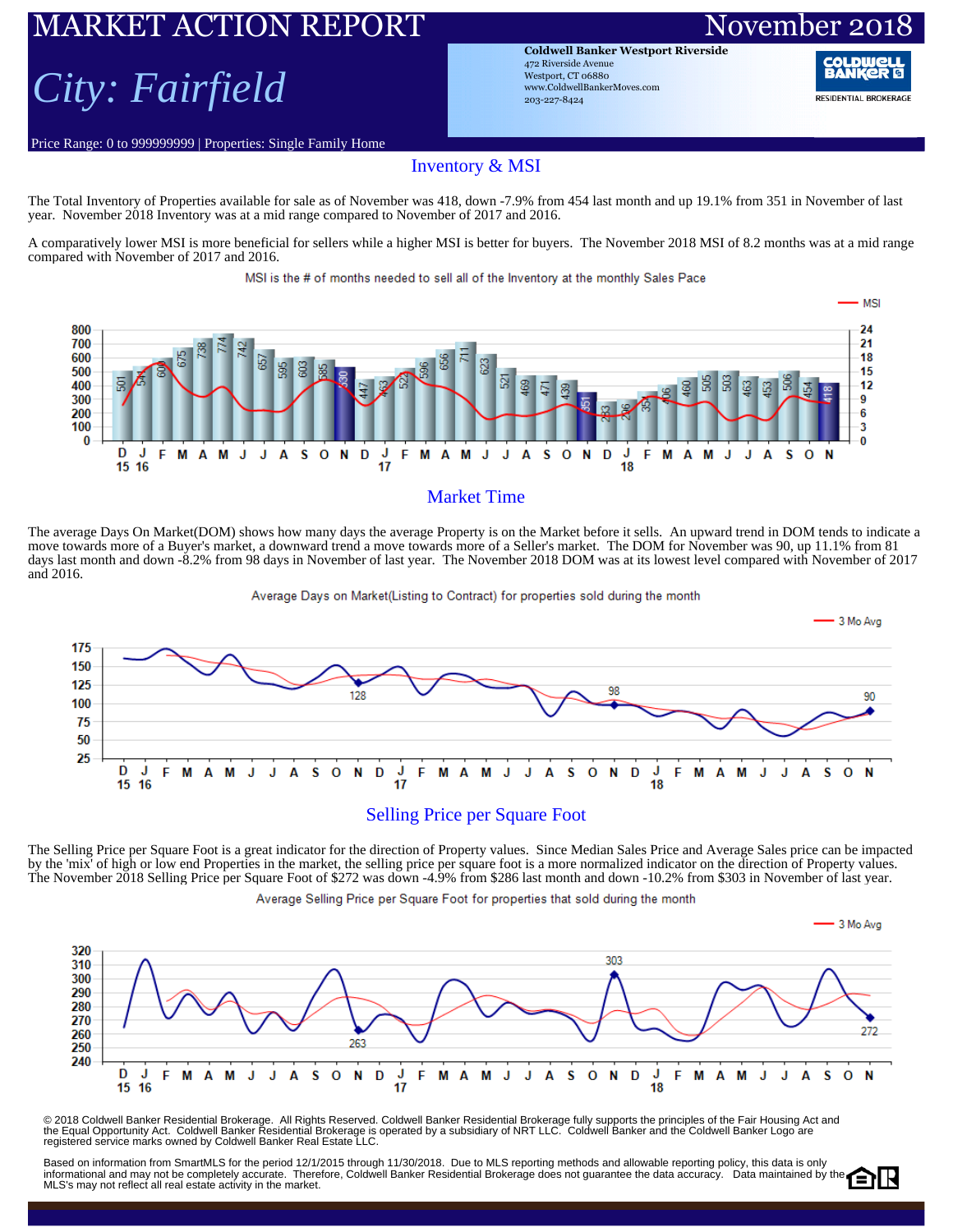# MARKET ACTION REPORT

# November 2018

## City: Fairfield

**Coldwell Banker Westport Riverside**
472 Riverside Avenue
Westport, CT 06880
www.ColdwellBankerMoves.com
203-227-8424

Price Range: 0 to 999999999 | Properties: Single Family Home

## Inventory & MSI

The Total Inventory of Properties available for sale as of November was 418, down -7.9% from 454 last month and up 19.1% from 351 in November of last year. November 2018 Inventory was at a mid range compared to November of 2017 and 2016.

A comparatively lower MSI is more beneficial for sellers while a higher MSI is better for buyers. The November 2018 MSI of 8.2 months was at a mid range compared with November of 2017 and 2016.

MSI is the # of months needed to sell all of the Inventory at the monthly Sales Pace

| Month | D 15 | J 16 | F | M | A | M | J | J | A | S | O | N | D | J 17 | F | M | A | M | J | J | A | S | O | N | D | J 18 | F | M | A | M | J | J | A | S | O | N |
|---|---|---|---|---|---|---|---|---|---|---|---|---|---|---|---|---|---|---|---|---|---|---|---|---|---|---|---|---|---|---|---|---|---|---|---|---|
| Inventory | 501 | 541 | 600 | 675 | 738 | 774 | 742 | 657 | 595 | 603 | 585 | 530 | 447 | 463 | 524 | 596 | 656 | 711 | 623 | 521 | 469 | 471 | 439 | 351 | 283 | 296 | 354 | 406 | 460 | 505 | 503 | 463 | 453 | 506 | 454 | 418 |

## Market Time

The average Days On Market(DOM) shows how many days the average Property is on the Market before it sells. An upward trend in DOM tends to indicate a move towards more of a Buyer's market, a downward trend a move towards more of a Seller's market. The DOM for November was 90, up 11.1% from 81 days last month and down -8.2% from 98 days in November of last year. The November 2018 DOM was at its lowest level compared with November of 2017 and 2016.

Average Days on Market(Listing to Contract) for properties sold during the month

Labeled values: November 2016: 128; November 2017: 98; November 2018: 90

## Selling Price per Square Foot

The Selling Price per Square Foot is a great indicator for the direction of Property values. Since Median Sales Price and Average Sales price can be impacted by the 'mix' of high or low end Properties in the market, the selling price per square foot is a more normalized indicator on the direction of Property values. The November 2018 Selling Price per Square Foot of $272 was down -4.9% from $286 last month and down -10.2% from $303 in November of last year.

Average Selling Price per Square Foot for properties that sold during the month

Labeled values: November 2016: 263; November 2017: 303; November 2018: 272

© 2018 Coldwell Banker Residential Brokerage. All Rights Reserved. Coldwell Banker Residential Brokerage fully supports the principles of the Fair Housing Act and the Equal Opportunity Act. Coldwell Banker Residential Brokerage is operated by a subsidiary of NRT LLC. Coldwell Banker and the Coldwell Banker Logo are registered service marks owned by Coldwell Banker Real Estate LLC.

Based on information from SmartMLS for the period 12/1/2015 through 11/30/2018. Due to MLS reporting methods and allowable reporting policy, this data is only informational and may not be completely accurate. Therefore, Coldwell Banker Residential Brokerage does not guarantee the data accuracy. Data maintained by the MLS's may not reflect all real estate activity in the market.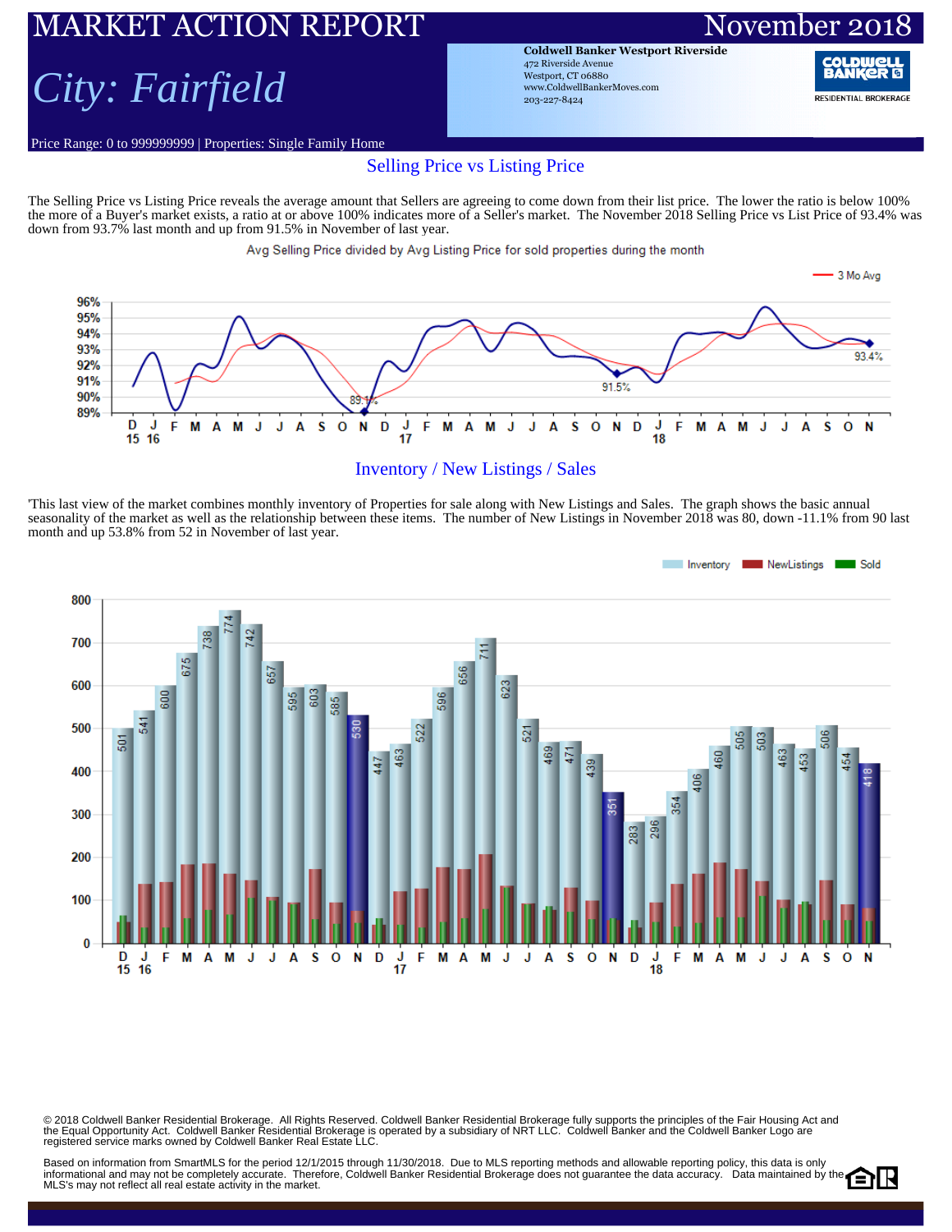# MARKET ACTION REPORT

November 2018

## *City: Fairfield*

**Coldwell Banker Westport Riverside**
472 Riverside Avenue
Westport, CT 06880
www.ColdwellBankerMoves.com
203-227-8424

Price Range: 0 to 999999999 | Properties: Single Family Home

## Selling Price vs Listing Price

The Selling Price vs Listing Price reveals the average amount that Sellers are agreeing to come down from their list price. The lower the ratio is below 100% the more of a Buyer's market exists, a ratio at or above 100% indicates more of a Seller's market. The November 2018 Selling Price vs List Price of 93.4% was down from 93.7% last month and up from 91.5% in November of last year.

Avg Selling Price divided by Avg Listing Price for sold properties during the month

## Inventory / New Listings / Sales

'This last view of the market combines monthly inventory of Properties for sale along with New Listings and Sales. The graph shows the basic annual seasonality of the market as well as the relationship between these items. The number of New Listings in November 2018 was 80, down -11.1% from 90 last month and up 53.8% from 52 in November of last year.

| Month | D 15 | J 16 | F | M | A | M | J | J | A | S | O | N | D | J 17 | F | M | A | M | J | J | A | S | O | N | D | J 18 | F | M | A | M | J | J | A | S | O | N |
|---|---|---|---|---|---|---|---|---|---|---|---|---|---|---|---|---|---|---|---|---|---|---|---|---|---|---|---|---|---|---|---|---|---|---|---|---|
| Inventory | 501 | 541 | 600 | 675 | 738 | 774 | 742 | 657 | 595 | 603 | 585 | 530 | 447 | 463 | 522 | 596 | 656 | 711 | 623 | 521 | 469 | 471 | 439 | 351 | 283 | 296 | 354 | 406 | 460 | 505 | 503 | 463 | 453 | 506 | 454 | 418 |

© 2018 Coldwell Banker Residential Brokerage. All Rights Reserved. Coldwell Banker Residential Brokerage fully supports the principles of the Fair Housing Act and the Equal Opportunity Act. Coldwell Banker Residential Brokerage is operated by a subsidiary of NRT LLC. Coldwell Banker and the Coldwell Banker Logo are registered service marks owned by Coldwell Banker Real Estate LLC.

Based on information from SmartMLS for the period 12/1/2015 through 11/30/2018. Due to MLS reporting methods and allowable reporting policy, this data is only informational and may not be completely accurate. Therefore, Coldwell Banker Residential Brokerage does not guarantee the data accuracy. Data maintained by the MLS's may not reflect all real estate activity in the market.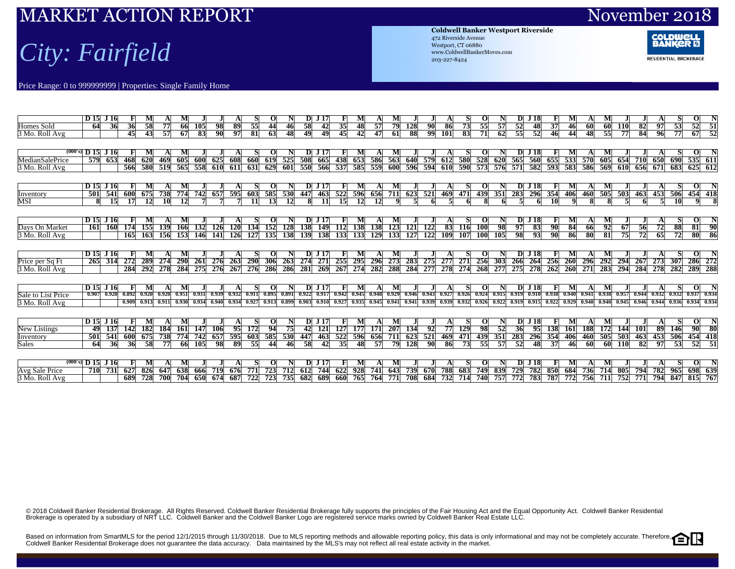# MARKET ACTION REPORT

# *City: Fairfield*

November 2018

**Coldwell Banker Westport Riverside**
472 Riverside Avenue
Westport, CT 06880
www.ColdwellBankerMoves.com
203-227-8424

Price Range: 0 to 999999999 | Properties: Single Family Home

| | D 15 | J 16 | F | M | A | M | J | J | A | S | O | N | D | J 17 | F | M | A | M | J | J | A | S | O | N | D | J 18 | F | M | A | M | J | J | A | S | O | N |
|---|---|---|---|---|---|---|---|---|---|---|---|---|---|---|---|---|---|---|---|---|---|---|---|---|---|---|---|---|---|---|---|---|---|---|---|---|
| Homes Sold | 64 | 36 | 36 | 58 | 77 | 66 | 105 | 98 | 89 | 55 | 44 | 46 | 58 | 42 | 35 | 48 | 57 | 79 | 128 | 90 | 86 | 73 | 55 | 57 | 52 | 48 | 37 | 46 | 60 | 60 | 110 | 82 | 97 | 53 | 52 | 51 |
| 3 Mo. Roll Avg | | | 45 | 43 | 57 | 67 | 83 | 90 | 97 | 81 | 63 | 48 | 49 | 49 | 45 | 42 | 47 | 61 | 88 | 99 | 101 | 83 | 71 | 62 | 55 | 52 | 46 | 44 | 48 | 55 | 77 | 84 | 96 | 77 | 67 | 52 |

| (000's) | D 15 | J 16 | F | M | A | M | J | J | A | S | O | N | D | J 17 | F | M | A | M | J | J | A | S | O | N | D | J 18 | F | M | A | M | J | J | A | S | O | N |
|---|---|---|---|---|---|---|---|---|---|---|---|---|---|---|---|---|---|---|---|---|---|---|---|---|---|---|---|---|---|---|---|---|---|---|---|---|
| MedianSalePrice | 579 | 653 | 468 | 620 | 469 | 605 | 600 | 625 | 608 | 660 | 619 | 525 | 508 | 665 | 438 | 653 | 586 | 563 | 640 | 579 | 612 | 580 | 528 | 620 | 565 | 560 | 655 | 533 | 570 | 605 | 654 | 710 | 650 | 690 | 535 | 611 |
| 3 Mo. Roll Avg | | | 566 | 580 | 519 | 565 | 558 | 610 | 611 | 631 | 629 | 601 | 550 | 566 | 537 | 585 | 559 | 600 | 596 | 594 | 610 | 590 | 573 | 576 | 571 | 582 | 593 | 583 | 586 | 569 | 610 | 656 | 671 | 683 | 625 | 612 |

| | D 15 | J 16 | F | M | A | M | J | J | A | S | O | N | D | J 17 | F | M | A | M | J | J | A | S | O | N | D | J 18 | F | M | A | M | J | J | A | S | O | N |
|---|---|---|---|---|---|---|---|---|---|---|---|---|---|---|---|---|---|---|---|---|---|---|---|---|---|---|---|---|---|---|---|---|---|---|---|---|
| Inventory | 501 | 541 | 600 | 675 | 738 | 774 | 742 | 657 | 595 | 603 | 585 | 530 | 447 | 463 | 522 | 596 | 656 | 711 | 623 | 521 | 469 | 471 | 439 | 351 | 283 | 296 | 354 | 406 | 460 | 505 | 503 | 463 | 453 | 506 | 454 | 418 |
| MSI | 8 | 15 | 17 | 12 | 10 | 12 | 7 | 7 | 7 | 11 | 13 | 12 | 8 | 11 | 15 | 12 | 12 | 9 | 5 | 6 | 5 | 6 | 8 | 6 | 5 | 6 | 10 | 9 | 8 | 8 | 5 | 6 | 5 | 10 | 9 | 8 |

| | D 15 | J 16 | F | M | A | M | J | J | A | S | O | N | D | J 17 | F | M | A | M | J | J | A | S | O | N | D | J 18 | F | M | A | M | J | J | A | S | O | N |
|---|---|---|---|---|---|---|---|---|---|---|---|---|---|---|---|---|---|---|---|---|---|---|---|---|---|---|---|---|---|---|---|---|---|---|---|---|
| Days On Market | 161 | 160 | 174 | 155 | 139 | 166 | 132 | 126 | 120 | 134 | 152 | 128 | 138 | 149 | 112 | 138 | 138 | 123 | 121 | 122 | 83 | 116 | 100 | 98 | 97 | 83 | 90 | 84 | 66 | 92 | 67 | 56 | 72 | 88 | 81 | 90 |
| 3 Mo. Roll Avg | | | 165 | 163 | 156 | 153 | 146 | 141 | 126 | 127 | 135 | 138 | 139 | 138 | 133 | 133 | 129 | 133 | 127 | 122 | 109 | 107 | 100 | 105 | 98 | 93 | 90 | 86 | 80 | 81 | 75 | 72 | 65 | 72 | 80 | 86 |

| | D 15 | J 16 | F | M | A | M | J | J | A | S | O | N | D | J 17 | F | M | A | M | J | J | A | S | O | N | D | J 18 | F | M | A | M | J | J | A | S | O | N |
|---|---|---|---|---|---|---|---|---|---|---|---|---|---|---|---|---|---|---|---|---|---|---|---|---|---|---|---|---|---|---|---|---|---|---|---|---|
| Price per Sq Ft | 265 | 314 | 272 | 289 | 274 | 290 | 261 | 276 | 263 | 290 | 306 | 263 | 274 | 271 | 255 | 295 | 296 | 273 | 283 | 275 | 277 | 271 | 256 | 303 | 266 | 264 | 256 | 260 | 296 | 292 | 294 | 267 | 273 | 307 | 286 | 272 |
| 3 Mo. Roll Avg | | | 284 | 292 | 278 | 284 | 275 | 276 | 267 | 276 | 286 | 286 | 281 | 269 | 267 | 274 | 282 | 288 | 284 | 277 | 278 | 274 | 268 | 277 | 275 | 278 | 262 | 260 | 271 | 283 | 294 | 284 | 278 | 282 | 289 | 288 |

| | D 15 | J 16 | F | M | A | M | J | J | A | S | O | N | D | J 17 | F | M | A | M | J | J | A | S | O | N | D | J 18 | F | M | A | M | J | J | A | S | O | N |
|---|---|---|---|---|---|---|---|---|---|---|---|---|---|---|---|---|---|---|---|---|---|---|---|---|---|---|---|---|---|---|---|---|---|---|---|---|
| Sale to List Price | 0.907 | 0.928 | 0.892 | 0.920 | 0.920 | 0.951 | 0.931 | 0.939 | 0.932 | 0.911 | 0.895 | 0.891 | 0.922 | 0.917 | 0.942 | 0.945 | 0.948 | 0.929 | 0.946 | 0.943 | 0.927 | 0.926 | 0.924 | 0.915 | 0.919 | 0.910 | 0.938 | 0.940 | 0.941 | 0.938 | 0.957 | 0.944 | 0.932 | 0.932 | 0.937 | 0.934 |
| 3 Mo. Roll Avg | | | 0.909 | 0.913 | 0.911 | 0.930 | 0.934 | 0.940 | 0.934 | 0.927 | 0.913 | 0.899 | 0.903 | 0.910 | 0.927 | 0.935 | 0.945 | 0.941 | 0.941 | 0.939 | 0.939 | 0.932 | 0.926 | 0.922 | 0.919 | 0.915 | 0.922 | 0.929 | 0.940 | 0.940 | 0.945 | 0.946 | 0.944 | 0.936 | 0.934 | 0.934 |

| | D 15 | J 16 | F | M | A | M | J | J | A | S | O | N | D | J 17 | F | M | A | M | J | J | A | S | O | N | D | J 18 | F | M | A | M | J | J | A | S | O | N |
|---|---|---|---|---|---|---|---|---|---|---|---|---|---|---|---|---|---|---|---|---|---|---|---|---|---|---|---|---|---|---|---|---|---|---|---|---|
| New Listings | 49 | 137 | 142 | 182 | 184 | 161 | 147 | 106 | 95 | 172 | 94 | 75 | 42 | 121 | 127 | 177 | 171 | 207 | 134 | 92 | 77 | 129 | 98 | 52 | 36 | 95 | 138 | 161 | 188 | 172 | 144 | 101 | 89 | 146 | 90 | 80 |
| Inventory | 501 | 541 | 600 | 675 | 738 | 774 | 742 | 657 | 595 | 603 | 585 | 530 | 447 | 463 | 522 | 596 | 656 | 711 | 623 | 521 | 469 | 471 | 439 | 351 | 283 | 296 | 354 | 406 | 460 | 505 | 503 | 463 | 453 | 506 | 454 | 418 |
| Sales | 64 | 36 | 36 | 58 | 77 | 66 | 105 | 98 | 89 | 55 | 44 | 46 | 58 | 42 | 35 | 48 | 57 | 79 | 128 | 90 | 86 | 73 | 55 | 57 | 52 | 48 | 37 | 46 | 60 | 60 | 110 | 82 | 97 | 53 | 52 | 51 |

| (000's) | D 15 | J 16 | F | M | A | M | J | J | A | S | O | N | D | J 17 | F | M | A | M | J | J | A | S | O | N | D | J 18 | F | M | A | M | J | J | A | S | O | N |
|---|---|---|---|---|---|---|---|---|---|---|---|---|---|---|---|---|---|---|---|---|---|---|---|---|---|---|---|---|---|---|---|---|---|---|---|---|
| Avg Sale Price | 710 | 731 | 627 | 826 | 647 | 638 | 666 | 719 | 676 | 771 | 723 | 712 | 612 | 744 | 622 | 928 | 741 | 643 | 739 | 670 | 788 | 683 | 749 | 839 | 729 | 782 | 850 | 684 | 736 | 714 | 805 | 794 | 782 | 965 | 698 | 639 |
| 3 Mo. Roll Avg | | | 689 | 728 | 700 | 704 | 650 | 674 | 687 | 722 | 723 | 735 | 682 | 689 | 660 | 765 | 764 | 771 | 708 | 684 | 732 | 714 | 740 | 757 | 772 | 783 | 787 | 772 | 756 | 711 | 752 | 771 | 794 | 847 | 815 | 767 |

© 2018 Coldwell Banker Residential Brokerage. All Rights Reserved. Coldwell Banker Residential Brokerage fully supports the principles of the Fair Housing Act and the Equal Opportunity Act. Coldwell Banker Residential Brokerage is operated by a subsidiary of NRT LLC. Coldwell Banker and the Coldwell Banker Logo are registered service marks owned by Coldwell Banker Real Estate LLC.

Based on information from SmartMLS for the period 12/1/2015 through 11/30/2018. Due to MLS reporting methods and allowable reporting policy, this data is only informational and may not be completely accurate. Therefore, Coldwell Banker Residential Brokerage does not guarantee the data accuracy. Data maintained by the MLS's may not reflect all real estate activity in the market.